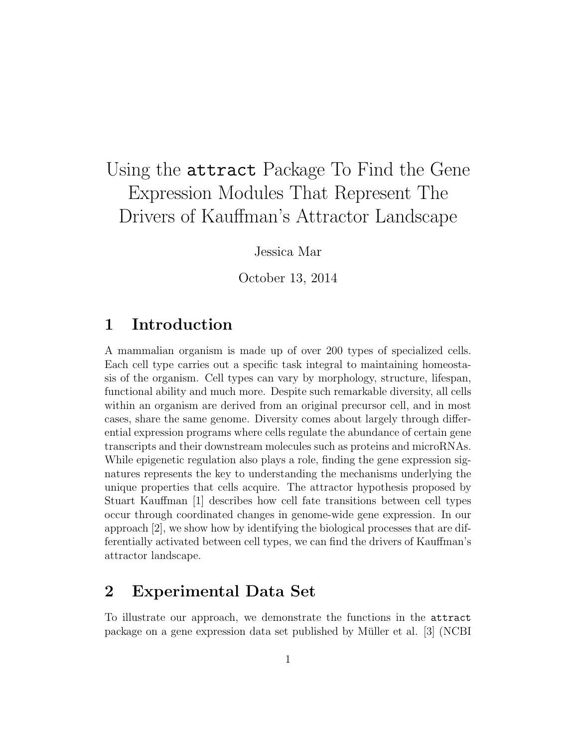# Using the `attract` Package To Find the Gene Expression Modules That Represent The Drivers of Kauffman's Attractor Landscape

Jessica Mar

October 13, 2014

## 1 Introduction

A mammalian organism is made up of over 200 types of specialized cells. Each cell type carries out a specific task integral to maintaining homeostasis of the organism. Cell types can vary by morphology, structure, lifespan, functional ability and much more. Despite such remarkable diversity, all cells within an organism are derived from an original precursor cell, and in most cases, share the same genome. Diversity comes about largely through differential expression programs where cells regulate the abundance of certain gene transcripts and their downstream molecules such as proteins and microRNAs. While epigenetic regulation also plays a role, finding the gene expression signatures represents the key to understanding the mechanisms underlying the unique properties that cells acquire. The attractor hypothesis proposed by Stuart Kauffman [1] describes how cell fate transitions between cell types occur through coordinated changes in genome-wide gene expression. In our approach [2], we show how by identifying the biological processes that are differentially activated between cell types, we can find the drivers of Kauffman's attractor landscape.

## 2 Experimental Data Set

To illustrate our approach, we demonstrate the functions in the `attract` package on a gene expression data set published by Müller et al. [3] (NCBI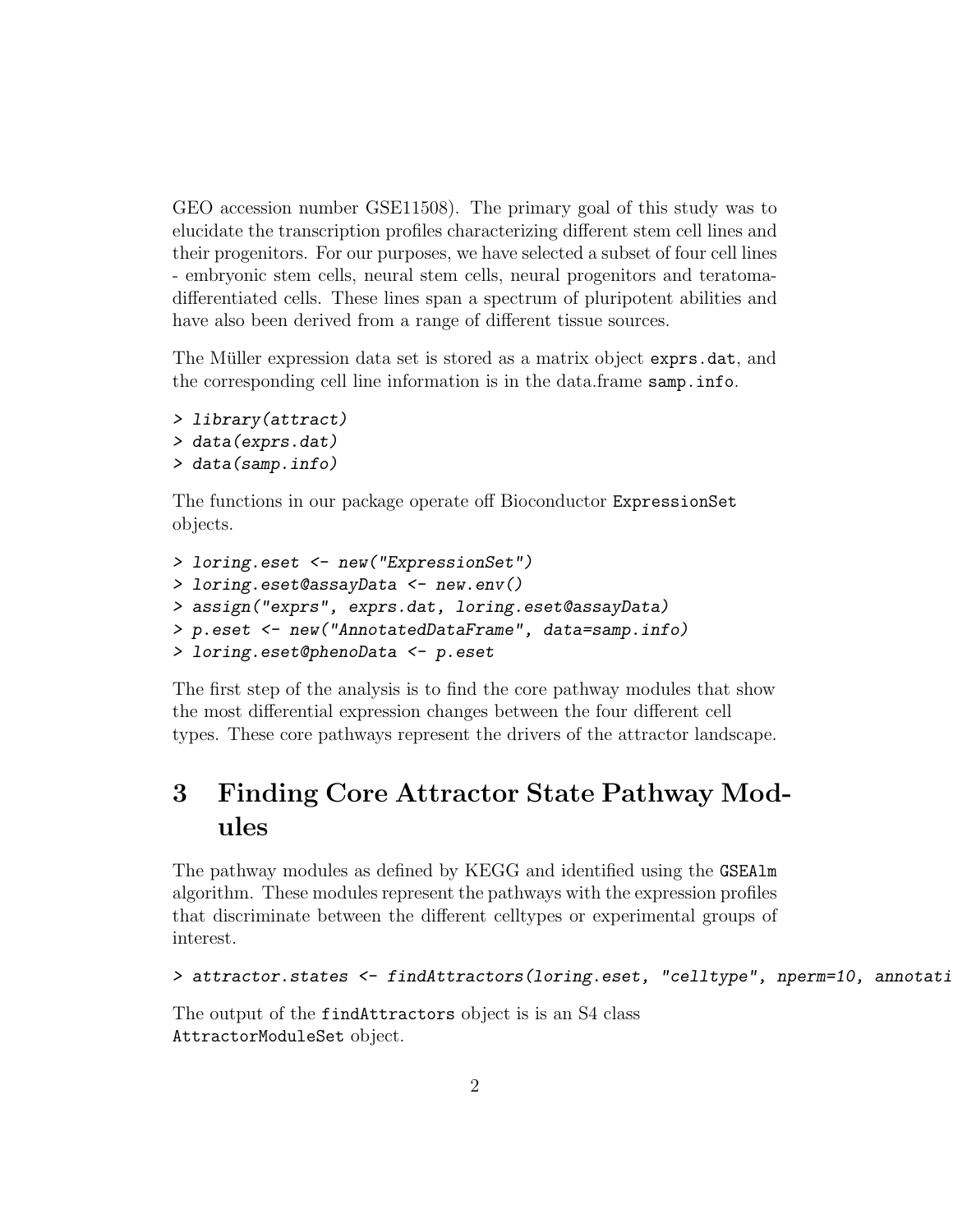GEO accession number GSE11508). The primary goal of this study was to elucidate the transcription profiles characterizing different stem cell lines and their progenitors. For our purposes, we have selected a subset of four cell lines - embryonic stem cells, neural stem cells, neural progenitors and teratoma-differentiated cells. These lines span a spectrum of pluripotent abilities and have also been derived from a range of different tissue sources.

The Müller expression data set is stored as a matrix object `exprs.dat`, and the corresponding cell line information is in the data.frame `samp.info`.

```
> library(attract)
> data(exprs.dat)
> data(samp.info)
```

The functions in our package operate off Bioconductor `ExpressionSet` objects.

```
> loring.eset <- new("ExpressionSet")
> loring.eset@assayData <- new.env()
> assign("exprs", exprs.dat, loring.eset@assayData)
> p.eset <- new("AnnotatedDataFrame", data=samp.info)
> loring.eset@phenoData <- p.eset
```

The first step of the analysis is to find the core pathway modules that show the most differential expression changes between the four different cell types. These core pathways represent the drivers of the attractor landscape.

# 3 Finding Core Attractor State Pathway Modules

The pathway modules as defined by KEGG and identified using the `GSEAlm` algorithm. These modules represent the pathways with the expression profiles that discriminate between the different celltypes or experimental groups of interest.

```
> attractor.states <- findAttractors(loring.eset, "celltype", nperm=10, annotati
```

The output of the `findAttractors` object is is an S4 class `AttractorModuleSet` object.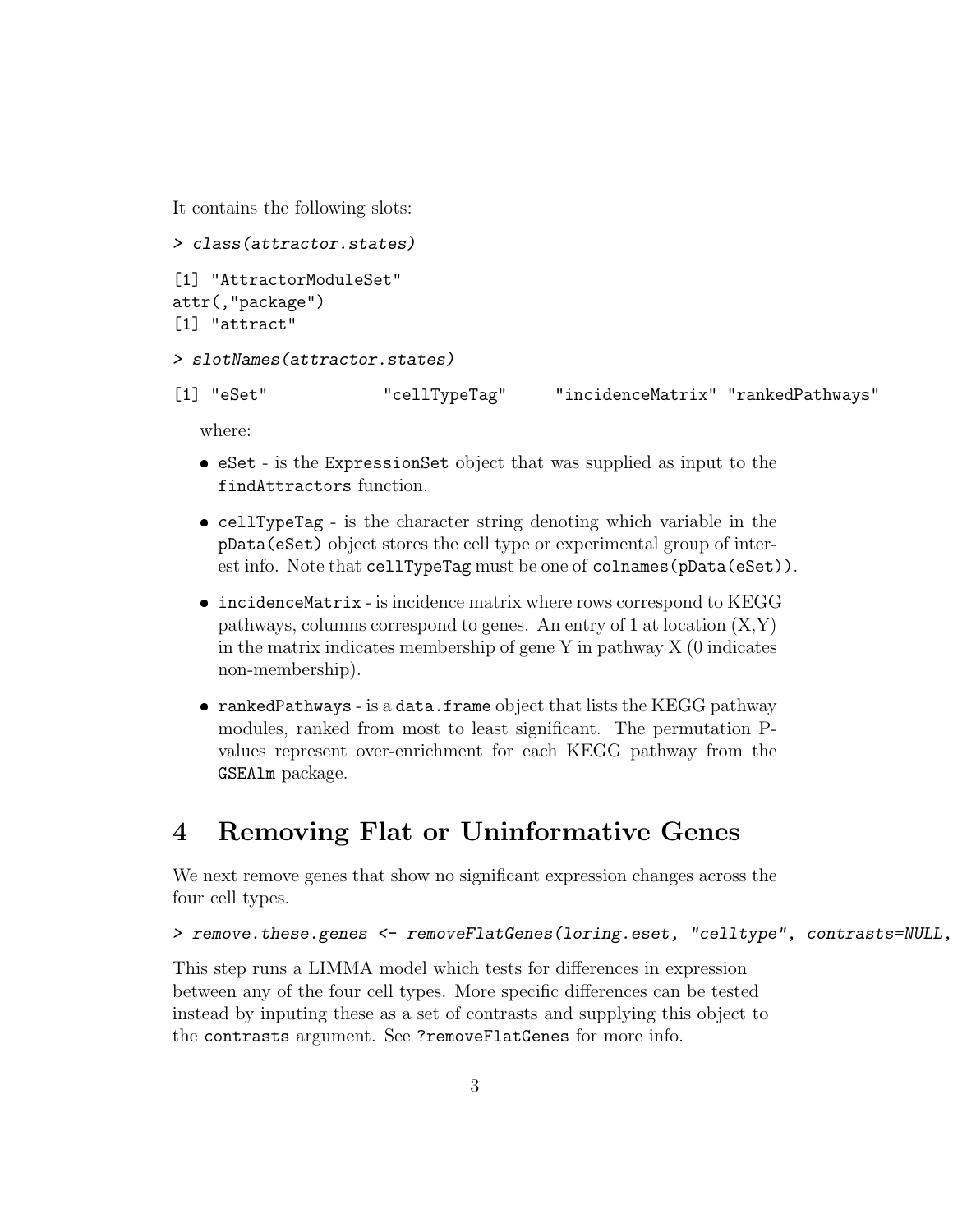It contains the following slots:

```
> class(attractor.states)

[1] "AttractorModuleSet"
attr(,"package")
[1] "attract"

> slotNames(attractor.states)

[1] "eSet"             "cellTypeTag"      "incidenceMatrix" "rankedPathways"
```

where:

- eSet - is the ExpressionSet object that was supplied as input to the findAttractors function.
- cellTypeTag - is the character string denoting which variable in the pData(eSet) object stores the cell type or experimental group of interest info. Note that cellTypeTag must be one of colnames(pData(eSet)).
- incidenceMatrix - is incidence matrix where rows correspond to KEGG pathways, columns correspond to genes. An entry of 1 at location (X,Y) in the matrix indicates membership of gene Y in pathway X (0 indicates non-membership).
- rankedPathways - is a data.frame object that lists the KEGG pathway modules, ranked from most to least significant. The permutation P-values represent over-enrichment for each KEGG pathway from the GSEAlm package.

# 4 Removing Flat or Uninformative Genes

We next remove genes that show no significant expression changes across the four cell types.

```
> remove.these.genes <- removeFlatGenes(loring.eset, "celltype", contrasts=NULL,
```

This step runs a LIMMA model which tests for differences in expression between any of the four cell types. More specific differences can be tested instead by inputing these as a set of contrasts and supplying this object to the contrasts argument. See ?removeFlatGenes for more info.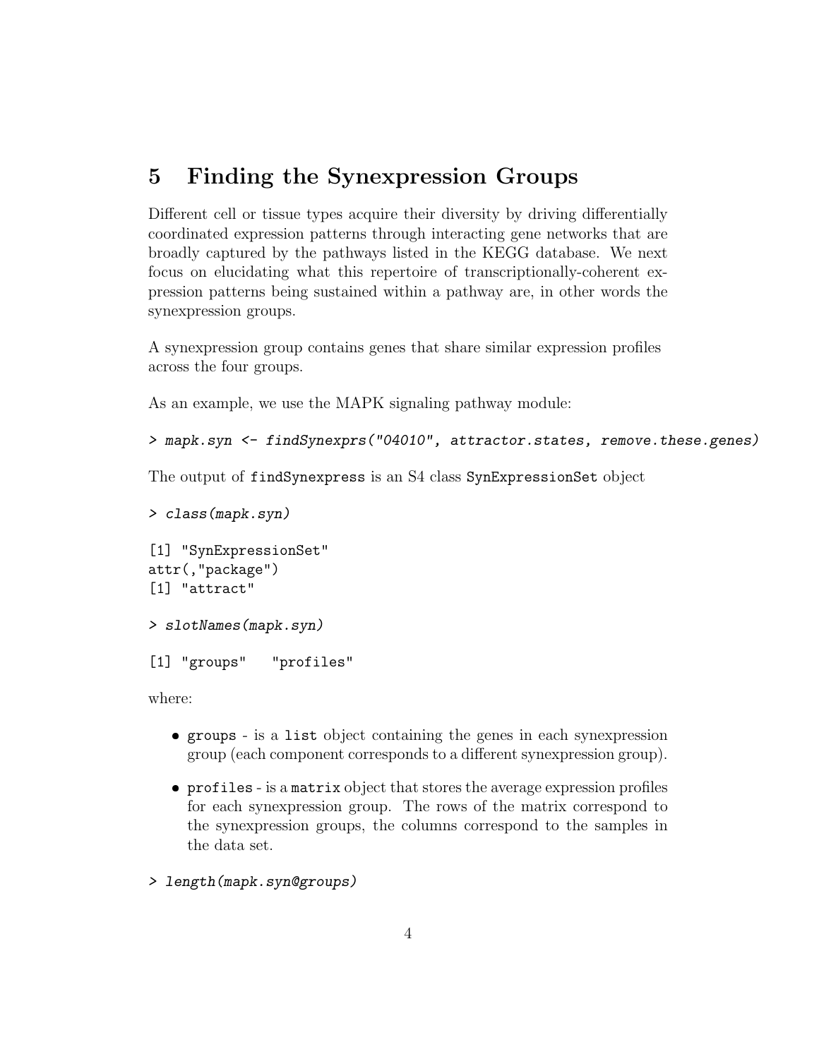## 5 Finding the Synexpression Groups

Different cell or tissue types acquire their diversity by driving differentially coordinated expression patterns through interacting gene networks that are broadly captured by the pathways listed in the KEGG database. We next focus on elucidating what this repertoire of transcriptionally-coherent expression patterns being sustained within a pathway are, in other words the synexpression groups.

A synexpression group contains genes that share similar expression profiles across the four groups.

As an example, we use the MAPK signaling pathway module:

```
> mapk.syn <- findSynexprs("04010", attractor.states, remove.these.genes)
```

The output of `findSynexpress` is an S4 class `SynExpressionSet` object

```
> class(mapk.syn)

[1] "SynExpressionSet"
attr(,"package")
[1] "attract"

> slotNames(mapk.syn)

[1] "groups"   "profiles"
```

where:

- `groups` - is a `list` object containing the genes in each synexpression group (each component corresponds to a different synexpression group).
- `profiles` - is a `matrix` object that stores the average expression profiles for each synexpression group. The rows of the matrix correspond to the synexpression groups, the columns correspond to the samples in the data set.

```
> length(mapk.syn@groups)
```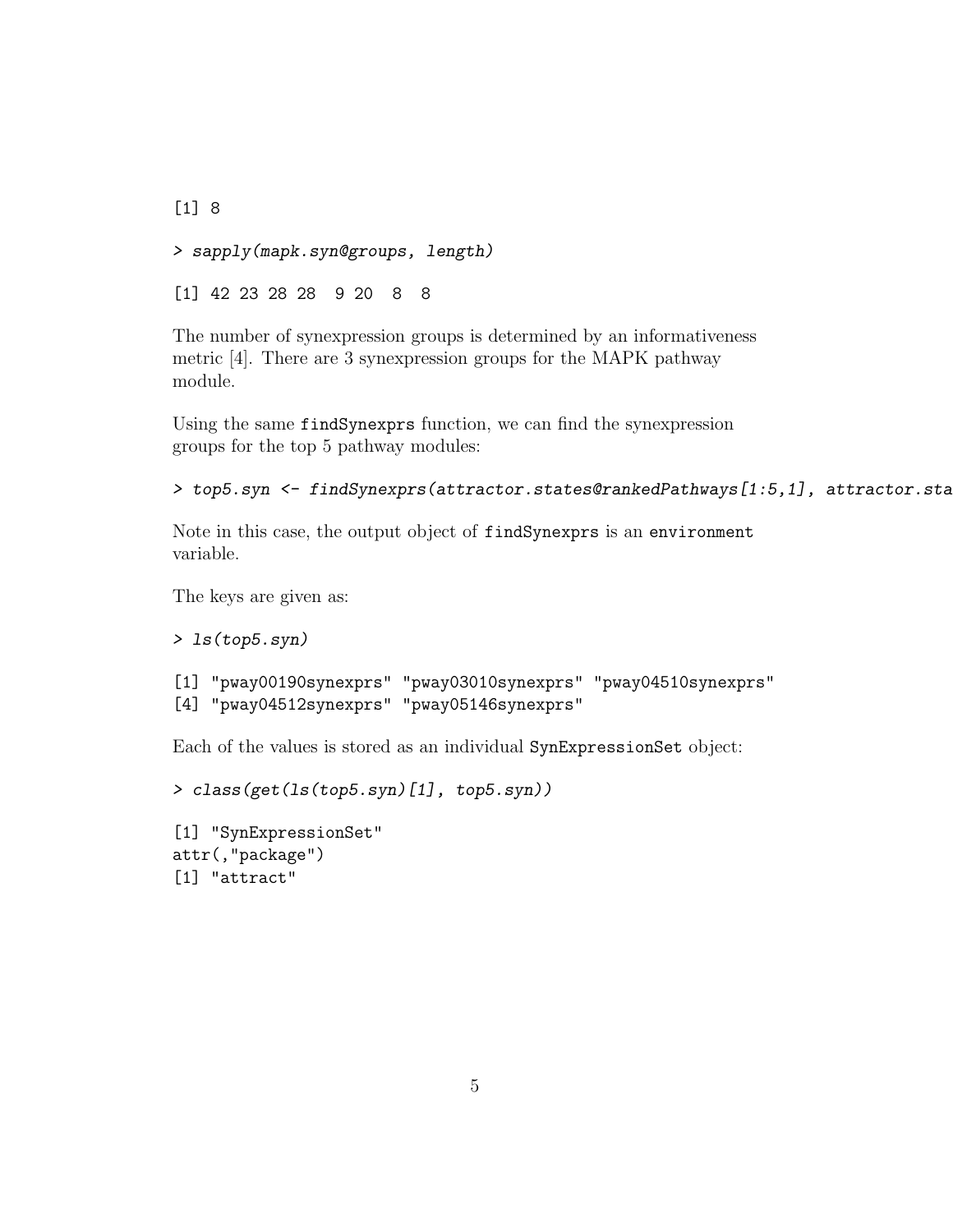```
[1] 8
```

```
> sapply(mapk.syn@groups, length)
```

```
[1] 42 23 28 28  9 20  8  8
```

The number of synexpression groups is determined by an informativeness metric [4]. There are 3 synexpression groups for the MAPK pathway module.

Using the same `findSynexprs` function, we can find the synexpression groups for the top 5 pathway modules:

```
> top5.syn <- findSynexprs(attractor.states@rankedPathways[1:5,1], attractor.sta
```

Note in this case, the output object of `findSynexprs` is an `environment` variable.

The keys are given as:

```
> ls(top5.syn)
```

```
[1] "pway00190synexprs" "pway03010synexprs" "pway04510synexprs"
[4] "pway04512synexprs" "pway05146synexprs"
```

Each of the values is stored as an individual `SynExpressionSet` object:

```
> class(get(ls(top5.syn)[1], top5.syn))
```

```
[1] "SynExpressionSet"
attr(,"package")
[1] "attract"
```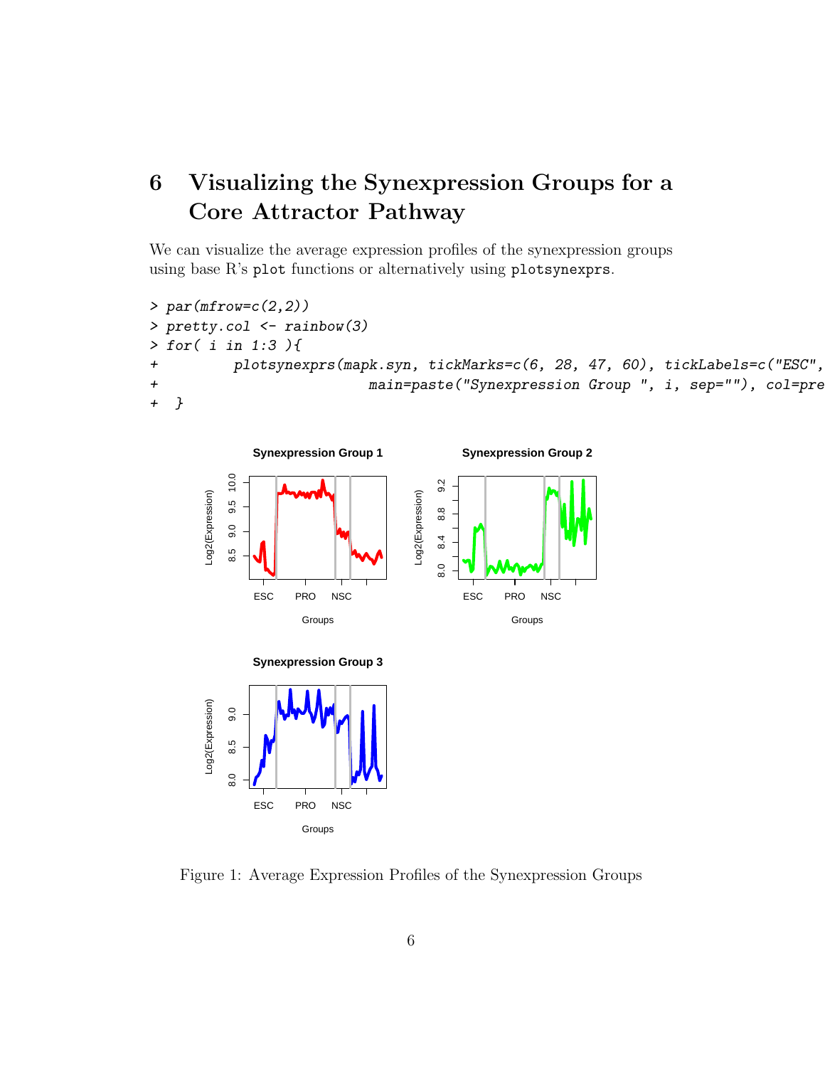# 6 Visualizing the Synexpression Groups for a Core Attractor Pathway

We can visualize the average expression profiles of the synexpression groups using base R's `plot` functions or alternatively using `plotsynexprs`.

```
> par(mfrow=c(2,2))
> pretty.col <- rainbow(3)
> for( i in 1:3 ){
+         plotsynexprs(mapk.syn, tickMarks=c(6, 28, 47, 60), tickLabels=c("ESC",
+                         main=paste("Synexpression Group ", i, sep=""), col=pre
+  }
```

Figure 1: Average Expression Profiles of the Synexpression Groups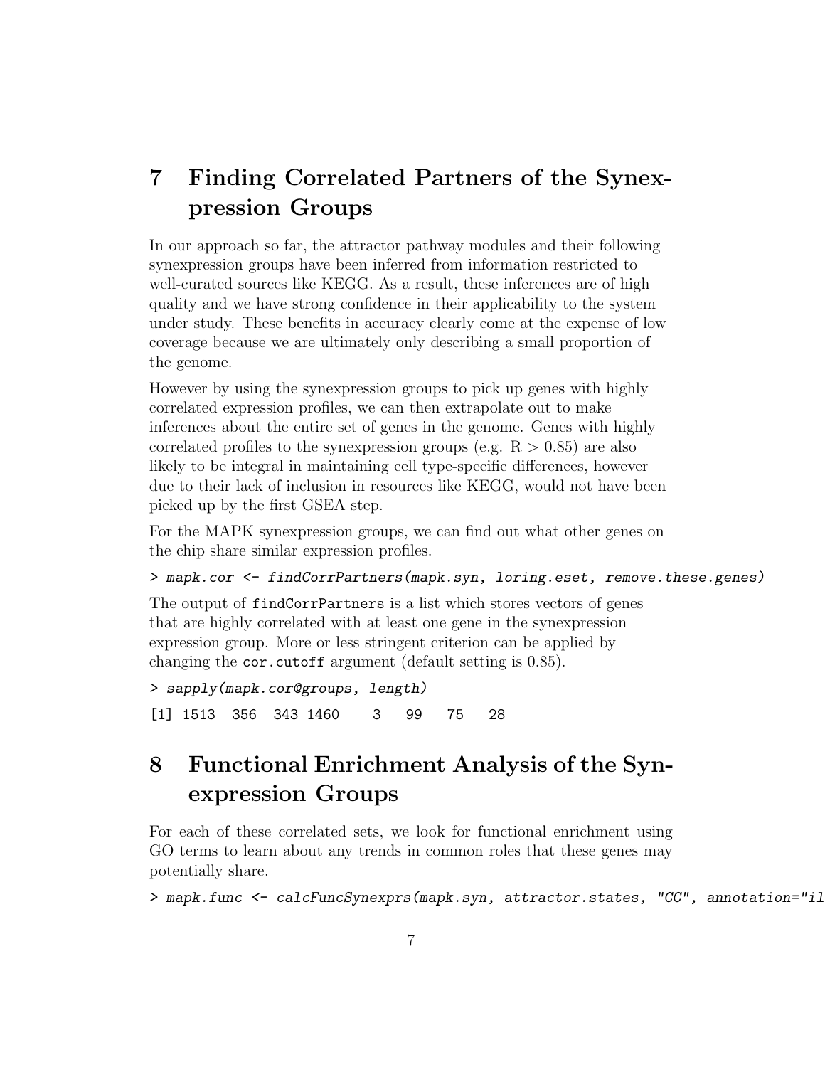# 7 Finding Correlated Partners of the Synexpression Groups

In our approach so far, the attractor pathway modules and their following synexpression groups have been inferred from information restricted to well-curated sources like KEGG. As a result, these inferences are of high quality and we have strong confidence in their applicability to the system under study. These benefits in accuracy clearly come at the expense of low coverage because we are ultimately only describing a small proportion of the genome.

However by using the synexpression groups to pick up genes with highly correlated expression profiles, we can then extrapolate out to make inferences about the entire set of genes in the genome. Genes with highly correlated profiles to the synexpression groups (e.g. $R > 0.85$) are also likely to be integral in maintaining cell type-specific differences, however due to their lack of inclusion in resources like KEGG, would not have been picked up by the first GSEA step.

For the MAPK synexpression groups, we can find out what other genes on the chip share similar expression profiles.

```
> mapk.cor <- findCorrPartners(mapk.syn, loring.eset, remove.these.genes)
```

The output of `findCorrPartners` is a list which stores vectors of genes that are highly correlated with at least one gene in the synexpression expression group. More or less stringent criterion can be applied by changing the `cor.cutoff` argument (default setting is 0.85).

```
> sapply(mapk.cor@groups, length)
[1] 1513  356  343 1460    3   99   75   28
```

# 8 Functional Enrichment Analysis of the Synexpression Groups

For each of these correlated sets, we look for functional enrichment using GO terms to learn about any trends in common roles that these genes may potentially share.

```
> mapk.func <- calcFuncSynexprs(mapk.syn, attractor.states, "CC", annotation="il
```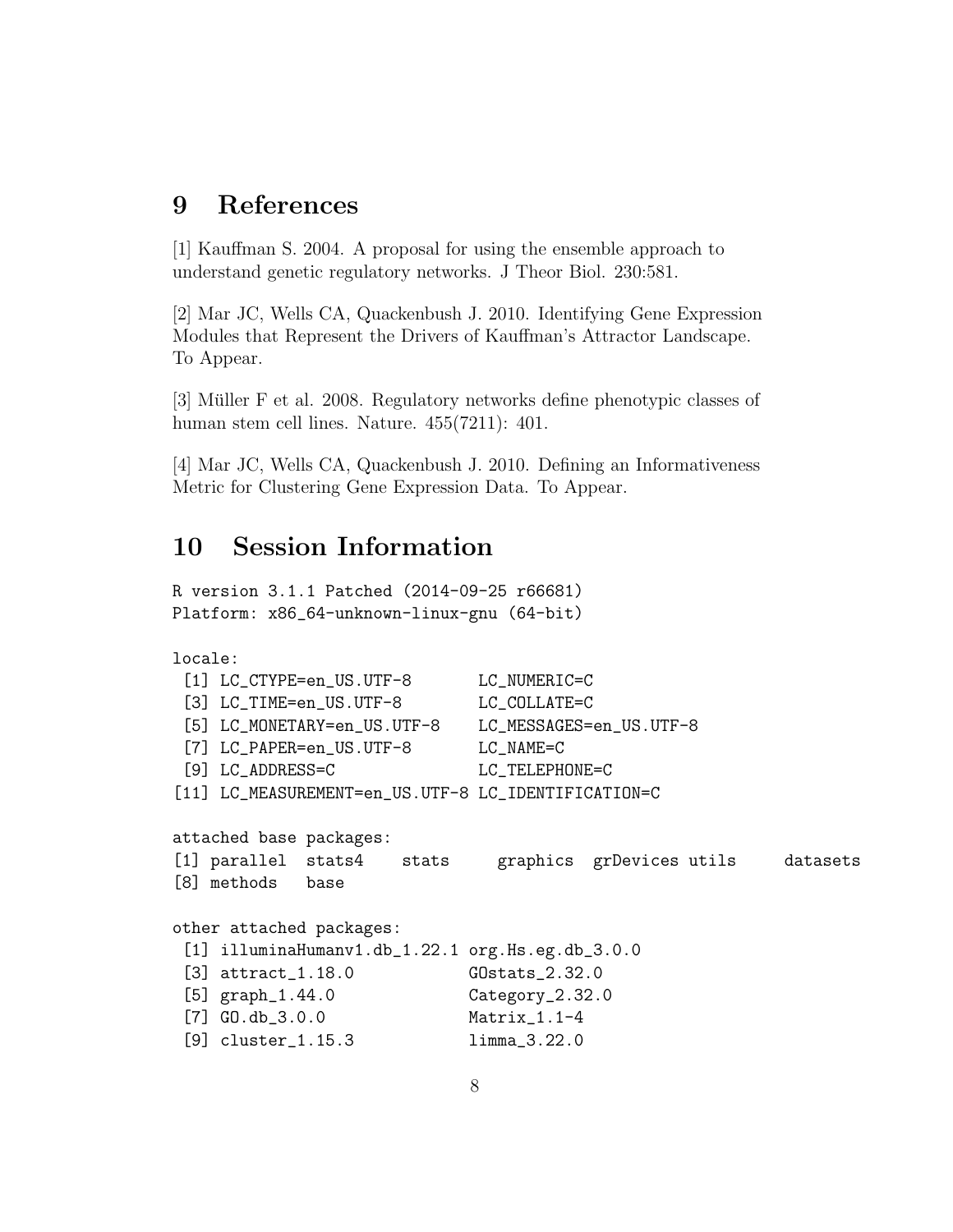# 9 References

[1] Kauffman S. 2004. A proposal for using the ensemble approach to understand genetic regulatory networks. J Theor Biol. 230:581.

[2] Mar JC, Wells CA, Quackenbush J. 2010. Identifying Gene Expression Modules that Represent the Drivers of Kauffman's Attractor Landscape. To Appear.

[3] Müller F et al. 2008. Regulatory networks define phenotypic classes of human stem cell lines. Nature. 455(7211): 401.

[4] Mar JC, Wells CA, Quackenbush J. 2010. Defining an Informativeness Metric for Clustering Gene Expression Data. To Appear.

# 10 Session Information

```
R version 3.1.1 Patched (2014-09-25 r66681)
Platform: x86_64-unknown-linux-gnu (64-bit)

locale:
 [1] LC_CTYPE=en_US.UTF-8       LC_NUMERIC=C
 [3] LC_TIME=en_US.UTF-8        LC_COLLATE=C
 [5] LC_MONETARY=en_US.UTF-8    LC_MESSAGES=en_US.UTF-8
 [7] LC_PAPER=en_US.UTF-8       LC_NAME=C
 [9] LC_ADDRESS=C               LC_TELEPHONE=C
[11] LC_MEASUREMENT=en_US.UTF-8 LC_IDENTIFICATION=C

attached base packages:
[1] parallel  stats4    stats     graphics  grDevices utils     datasets
[8] methods   base

other attached packages:
 [1] illuminaHumanv1.db_1.22.1 org.Hs.eg.db_3.0.0
 [3] attract_1.18.0            GOstats_2.32.0
 [5] graph_1.44.0              Category_2.32.0
 [7] GO.db_3.0.0               Matrix_1.1-4
 [9] cluster_1.15.3            limma_3.22.0
```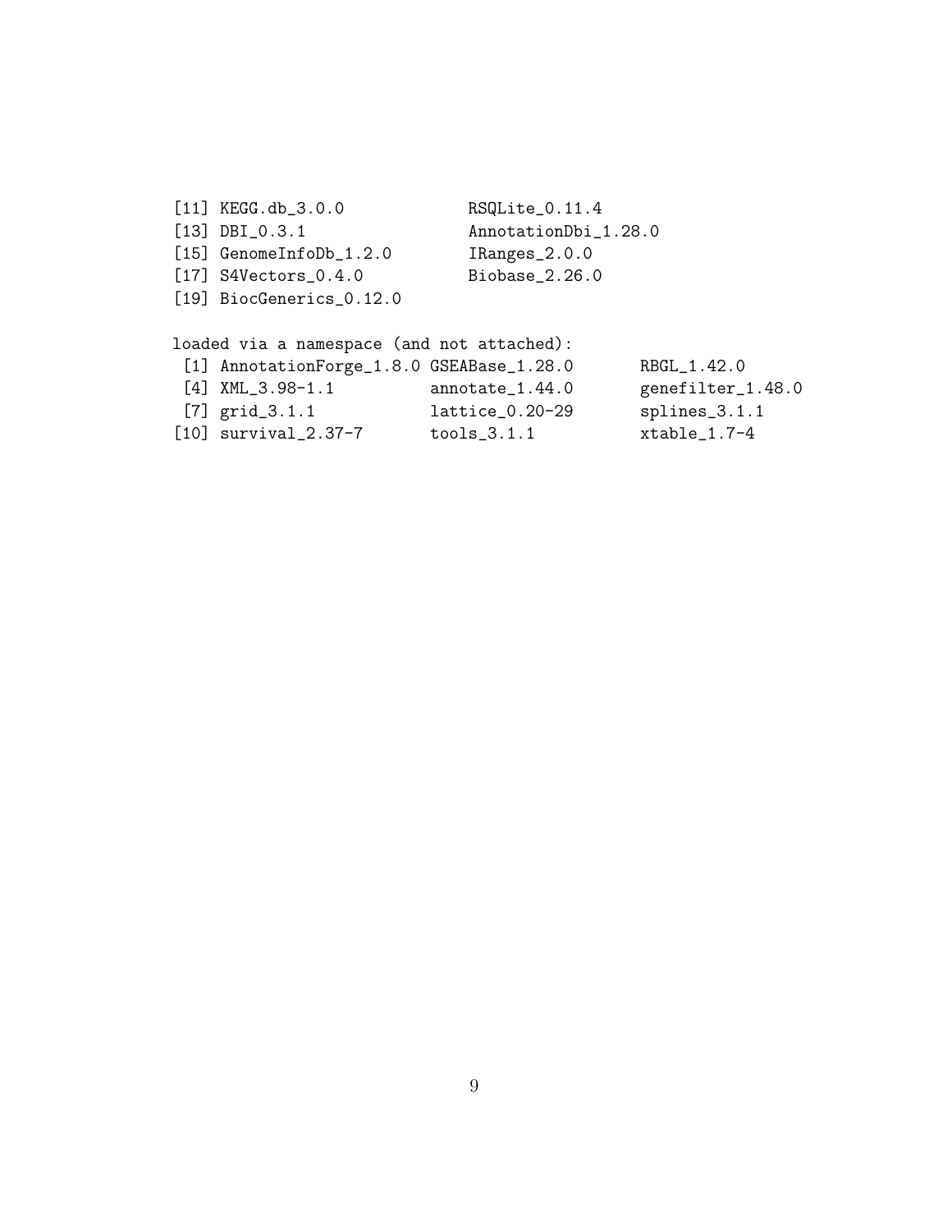```
[11] KEGG.db_3.0.0            RSQLite_0.11.4
[13] DBI_0.3.1                AnnotationDbi_1.28.0
[15] GenomeInfoDb_1.2.0       IRanges_2.0.0
[17] S4Vectors_0.4.0          Biobase_2.26.0
[19] BiocGenerics_0.12.0

loaded via a namespace (and not attached):
 [1] AnnotationForge_1.8.0 GSEABase_1.28.0       RBGL_1.42.0
 [4] XML_3.98-1.1          annotate_1.44.0       genefilter_1.48.0
 [7] grid_3.1.1            lattice_0.20-29       splines_3.1.1
[10] survival_2.37-7       tools_3.1.1           xtable_1.7-4
```